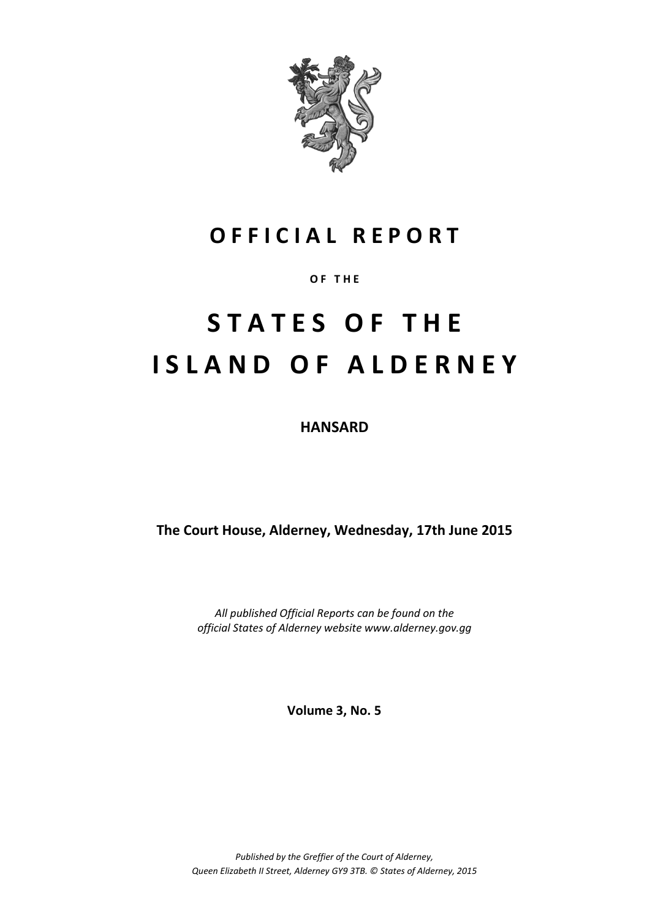# OFFICIAL REPORT

OF THE

# STATES OF THE ISLAND OF ALDERNEY

**HANSARD**

**The Court House, Alderney, Wednesday, 17th June 2015**

*All published Official Reports can be found on the official States of Alderney website www.alderney.gov.gg*

**Volume 3, No. 5**

*Published by the Greffier of the Court of Alderney, Queen Elizabeth II Street, Alderney GY9 3TB. © States of Alderney, 2015*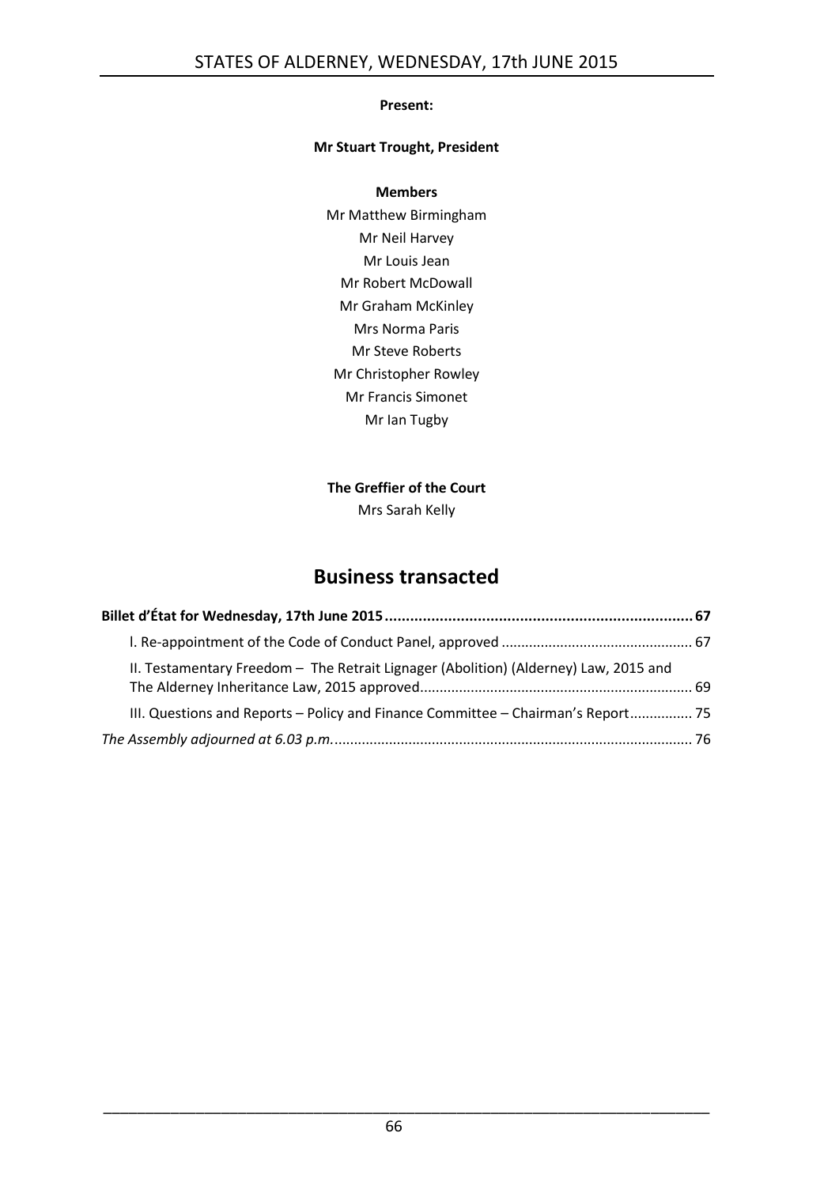**Present:**

**Mr Stuart Trought, President**

**Members**

Mr Matthew Birmingham
Mr Neil Harvey
Mr Louis Jean
Mr Robert McDowall
Mr Graham McKinley
Mrs Norma Paris
Mr Steve Roberts
Mr Christopher Rowley
Mr Francis Simonet
Mr Ian Tugby

**The Greffier of the Court**

Mrs Sarah Kelly

# Business transacted

**Billet d'État for Wednesday, 17th June 2015 ........................................................................ 67**

I. Re-appointment of the Code of Conduct Panel, approved ............................................... 67

II. Testamentary Freedom – The Retrait Lignager (Abolition) (Alderney) Law, 2015 and The Alderney Inheritance Law, 2015 approved.................................................................... 69

III. Questions and Reports – Policy and Finance Committee – Chairman's Report................ 75

*The Assembly adjourned at 6.03 p.m.*.......................................................................................... 76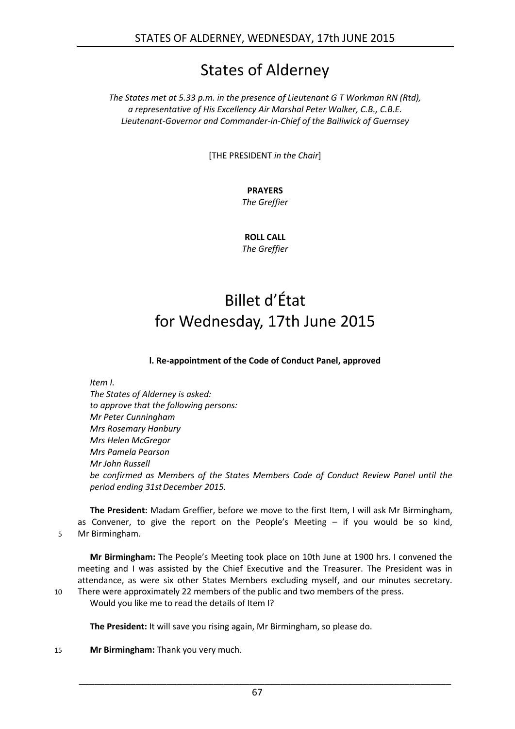# States of Alderney

*The States met at 5.33 p.m. in the presence of Lieutenant G T Workman RN (Rtd), a representative of His Excellency Air Marshal Peter Walker, C.B., C.B.E. Lieutenant-Governor and Commander-in-Chief of the Bailiwick of Guernsey*

[THE PRESIDENT *in the Chair*]

**PRAYERS**
*The Greffier*

**ROLL CALL**
*The Greffier*

# Billet d'État for Wednesday, 17th June 2015

### I. Re-appointment of the Code of Conduct Panel, approved

*Item I.*
*The States of Alderney is asked:*
*to approve that the following persons:*
*Mr Peter Cunningham*
*Mrs Rosemary Hanbury*
*Mrs Helen McGregor*
*Mrs Pamela Pearson*
*Mr John Russell*
*be confirmed as Members of the States Members Code of Conduct Review Panel until the period ending 31st December 2015.*

**The President:** Madam Greffier, before we move to the first Item, I will ask Mr Birmingham, as Convener, to give the report on the People's Meeting – if you would be so kind, Mr Birmingham.

**Mr Birmingham:** The People's Meeting took place on 10th June at 1900 hrs. I convened the meeting and I was assisted by the Chief Executive and the Treasurer. The President was in attendance, as were six other States Members excluding myself, and our minutes secretary. There were approximately 22 members of the public and two members of the press.

Would you like me to read the details of Item I?

**The President:** It will save you rising again, Mr Birmingham, so please do.

**Mr Birmingham:** Thank you very much.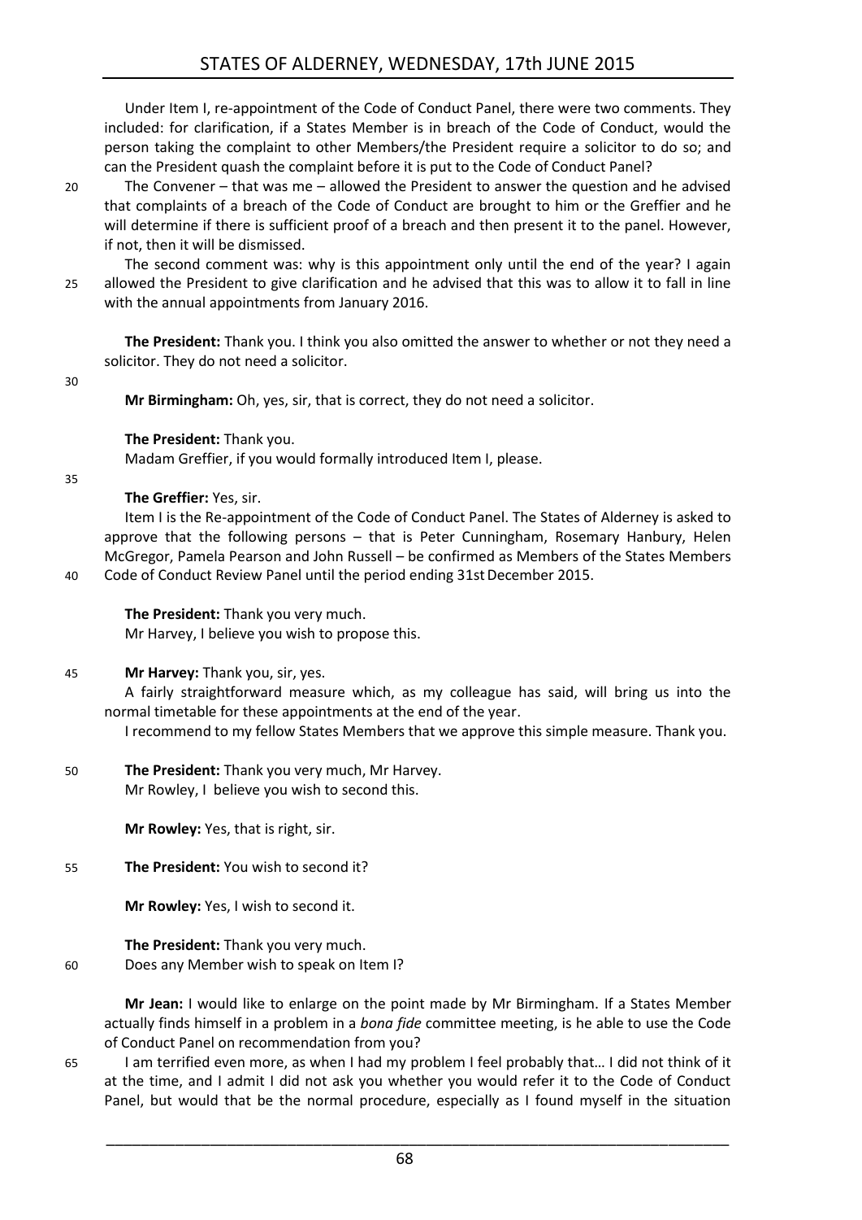Under Item I, re-appointment of the Code of Conduct Panel, there were two comments. They included: for clarification, if a States Member is in breach of the Code of Conduct, would the person taking the complaint to other Members/the President require a solicitor to do so; and can the President quash the complaint before it is put to the Code of Conduct Panel?

The Convener – that was me – allowed the President to answer the question and he advised that complaints of a breach of the Code of Conduct are brought to him or the Greffier and he will determine if there is sufficient proof of a breach and then present it to the panel. However, if not, then it will be dismissed.

The second comment was: why is this appointment only until the end of the year? I again allowed the President to give clarification and he advised that this was to allow it to fall in line with the annual appointments from January 2016.

**The President:** Thank you. I think you also omitted the answer to whether or not they need a solicitor. They do not need a solicitor.

**Mr Birmingham:** Oh, yes, sir, that is correct, they do not need a solicitor.

**The President:** Thank you.
Madam Greffier, if you would formally introduced Item I, please.

**The Greffier:** Yes, sir.

Item I is the Re-appointment of the Code of Conduct Panel. The States of Alderney is asked to approve that the following persons – that is Peter Cunningham, Rosemary Hanbury, Helen McGregor, Pamela Pearson and John Russell – be confirmed as Members of the States Members Code of Conduct Review Panel until the period ending 31st December 2015.

**The President:** Thank you very much.
Mr Harvey, I believe you wish to propose this.

**Mr Harvey:** Thank you, sir, yes.

A fairly straightforward measure which, as my colleague has said, will bring us into the normal timetable for these appointments at the end of the year.

I recommend to my fellow States Members that we approve this simple measure. Thank you.

**The President:** Thank you very much, Mr Harvey.
Mr Rowley, I believe you wish to second this.

**Mr Rowley:** Yes, that is right, sir.

**The President:** You wish to second it?

**Mr Rowley:** Yes, I wish to second it.

**The President:** Thank you very much.
Does any Member wish to speak on Item I?

**Mr Jean:** I would like to enlarge on the point made by Mr Birmingham. If a States Member actually finds himself in a problem in a *bona fide* committee meeting, is he able to use the Code of Conduct Panel on recommendation from you?

I am terrified even more, as when I had my problem I feel probably that… I did not think of it at the time, and I admit I did not ask you whether you would refer it to the Code of Conduct Panel, but would that be the normal procedure, especially as I found myself in the situation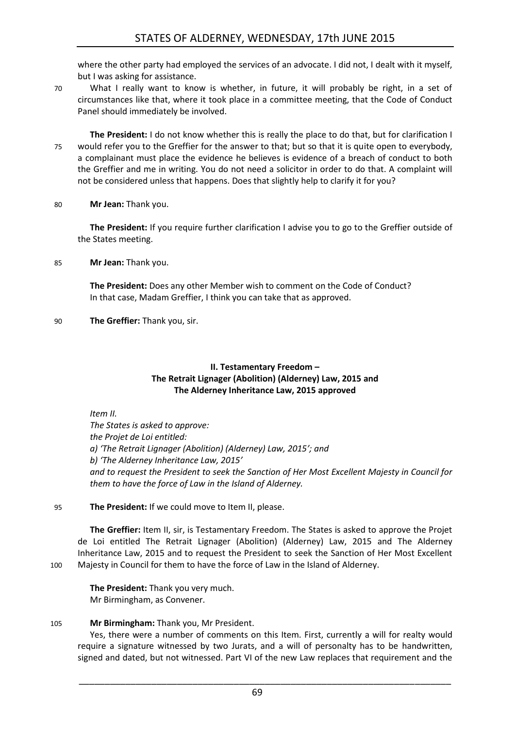where the other party had employed the services of an advocate. I did not, I dealt with it myself, but I was asking for assistance.

What I really want to know is whether, in future, it will probably be right, in a set of circumstances like that, where it took place in a committee meeting, that the Code of Conduct Panel should immediately be involved.

**The President:** I do not know whether this is really the place to do that, but for clarification I would refer you to the Greffier for the answer to that; but so that it is quite open to everybody, a complainant must place the evidence he believes is evidence of a breach of conduct to both the Greffier and me in writing. You do not need a solicitor in order to do that. A complaint will not be considered unless that happens. Does that slightly help to clarify it for you?

**Mr Jean:** Thank you.

**The President:** If you require further clarification I advise you to go to the Greffier outside of the States meeting.

**Mr Jean:** Thank you.

**The President:** Does any other Member wish to comment on the Code of Conduct?
In that case, Madam Greffier, I think you can take that as approved.

**The Greffier:** Thank you, sir.

### II. Testamentary Freedom – The Retrait Lignager (Abolition) (Alderney) Law, 2015 and The Alderney Inheritance Law, 2015 approved

*Item II.*
*The States is asked to approve:*
*the Projet de Loi entitled:*
*a) 'The Retrait Lignager (Abolition) (Alderney) Law, 2015'; and*
*b) 'The Alderney Inheritance Law, 2015'*
*and to request the President to seek the Sanction of Her Most Excellent Majesty in Council for them to have the force of Law in the Island of Alderney.*

**The President:** If we could move to Item II, please.

**The Greffier:** Item II, sir, is Testamentary Freedom. The States is asked to approve the Projet de Loi entitled The Retrait Lignager (Abolition) (Alderney) Law, 2015 and The Alderney Inheritance Law, 2015 and to request the President to seek the Sanction of Her Most Excellent Majesty in Council for them to have the force of Law in the Island of Alderney.

**The President:** Thank you very much.
Mr Birmingham, as Convener.

**Mr Birmingham:** Thank you, Mr President.
Yes, there were a number of comments on this Item. First, currently a will for realty would require a signature witnessed by two Jurats, and a will of personalty has to be handwritten, signed and dated, but not witnessed. Part VI of the new Law replaces that requirement and the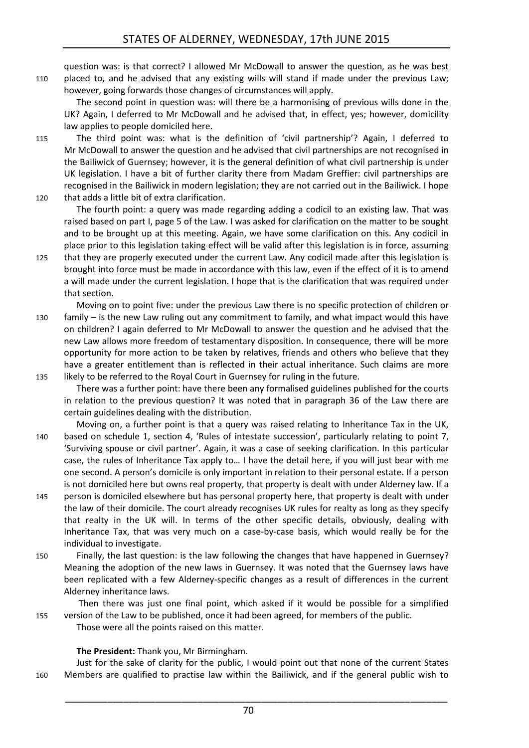question was: is that correct? I allowed Mr McDowall to answer the question, as he was best placed to, and he advised that any existing wills will stand if made under the previous Law; however, going forwards those changes of circumstances will apply.

The second point in question was: will there be a harmonising of previous wills done in the UK? Again, I deferred to Mr McDowall and he advised that, in effect, yes; however, domicility law applies to people domiciled here.

The third point was: what is the definition of 'civil partnership'? Again, I deferred to Mr McDowall to answer the question and he advised that civil partnerships are not recognised in the Bailiwick of Guernsey; however, it is the general definition of what civil partnership is under UK legislation. I have a bit of further clarity there from Madam Greffier: civil partnerships are recognised in the Bailiwick in modern legislation; they are not carried out in the Bailiwick. I hope that adds a little bit of extra clarification.

The fourth point: a query was made regarding adding a codicil to an existing law. That was raised based on part I, page 5 of the Law. I was asked for clarification on the matter to be sought and to be brought up at this meeting. Again, we have some clarification on this. Any codicil in place prior to this legislation taking effect will be valid after this legislation is in force, assuming that they are properly executed under the current Law. Any codicil made after this legislation is brought into force must be made in accordance with this law, even if the effect of it is to amend a will made under the current legislation. I hope that is the clarification that was required under that section.

Moving on to point five: under the previous Law there is no specific protection of children or family – is the new Law ruling out any commitment to family, and what impact would this have on children? I again deferred to Mr McDowall to answer the question and he advised that the new Law allows more freedom of testamentary disposition. In consequence, there will be more opportunity for more action to be taken by relatives, friends and others who believe that they have a greater entitlement than is reflected in their actual inheritance. Such claims are more likely to be referred to the Royal Court in Guernsey for ruling in the future.

There was a further point: have there been any formalised guidelines published for the courts in relation to the previous question? It was noted that in paragraph 36 of the Law there are certain guidelines dealing with the distribution.

Moving on, a further point is that a query was raised relating to Inheritance Tax in the UK, based on schedule 1, section 4, 'Rules of intestate succession', particularly relating to point 7, 'Surviving spouse or civil partner'. Again, it was a case of seeking clarification. In this particular case, the rules of Inheritance Tax apply to… I have the detail here, if you will just bear with me one second. A person's domicile is only important in relation to their personal estate. If a person is not domiciled here but owns real property, that property is dealt with under Alderney law. If a person is domiciled elsewhere but has personal property here, that property is dealt with under the law of their domicile. The court already recognises UK rules for realty as long as they specify that realty in the UK will. In terms of the other specific details, obviously, dealing with Inheritance Tax, that was very much on a case-by-case basis, which would really be for the individual to investigate.

Finally, the last question: is the law following the changes that have happened in Guernsey? Meaning the adoption of the new laws in Guernsey. It was noted that the Guernsey laws have been replicated with a few Alderney-specific changes as a result of differences in the current Alderney inheritance laws.

Then there was just one final point, which asked if it would be possible for a simplified version of the Law to be published, once it had been agreed, for members of the public.

Those were all the points raised on this matter.

**The President:** Thank you, Mr Birmingham.

Just for the sake of clarity for the public, I would point out that none of the current States Members are qualified to practise law within the Bailiwick, and if the general public wish to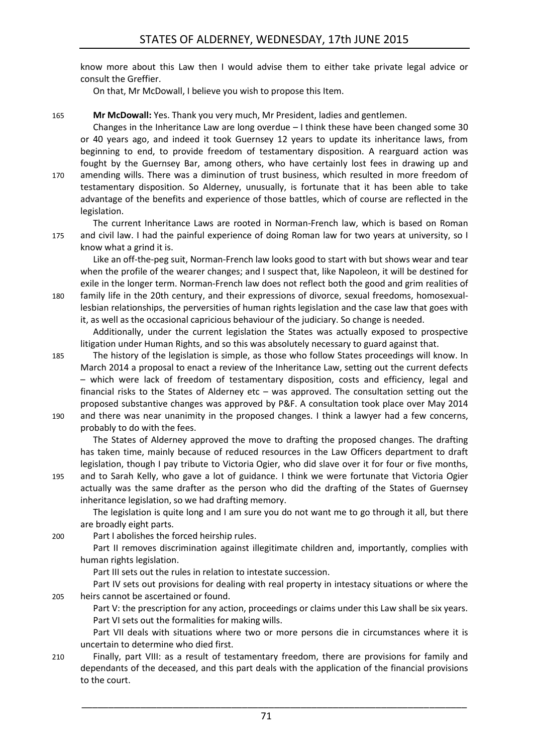know more about this Law then I would advise them to either take private legal advice or consult the Greffier.

On that, Mr McDowall, I believe you wish to propose this Item.

**Mr McDowall:** Yes. Thank you very much, Mr President, ladies and gentlemen.

Changes in the Inheritance Law are long overdue – I think these have been changed some 30 or 40 years ago, and indeed it took Guernsey 12 years to update its inheritance laws, from beginning to end, to provide freedom of testamentary disposition. A rearguard action was fought by the Guernsey Bar, among others, who have certainly lost fees in drawing up and amending wills. There was a diminution of trust business, which resulted in more freedom of testamentary disposition. So Alderney, unusually, is fortunate that it has been able to take advantage of the benefits and experience of those battles, which of course are reflected in the legislation.

The current Inheritance Laws are rooted in Norman-French law, which is based on Roman and civil law. I had the painful experience of doing Roman law for two years at university, so I know what a grind it is.

Like an off-the-peg suit, Norman-French law looks good to start with but shows wear and tear when the profile of the wearer changes; and I suspect that, like Napoleon, it will be destined for exile in the longer term. Norman-French law does not reflect both the good and grim realities of family life in the 20th century, and their expressions of divorce, sexual freedoms, homosexual-lesbian relationships, the perversities of human rights legislation and the case law that goes with it, as well as the occasional capricious behaviour of the judiciary. So change is needed.

Additionally, under the current legislation the States was actually exposed to prospective litigation under Human Rights, and so this was absolutely necessary to guard against that.

The history of the legislation is simple, as those who follow States proceedings will know. In March 2014 a proposal to enact a review of the Inheritance Law, setting out the current defects – which were lack of freedom of testamentary disposition, costs and efficiency, legal and financial risks to the States of Alderney etc – was approved. The consultation setting out the proposed substantive changes was approved by P&F. A consultation took place over May 2014 and there was near unanimity in the proposed changes. I think a lawyer had a few concerns, probably to do with the fees.

The States of Alderney approved the move to drafting the proposed changes. The drafting has taken time, mainly because of reduced resources in the Law Officers department to draft legislation, though I pay tribute to Victoria Ogier, who did slave over it for four or five months, and to Sarah Kelly, who gave a lot of guidance. I think we were fortunate that Victoria Ogier actually was the same drafter as the person who did the drafting of the States of Guernsey inheritance legislation, so we had drafting memory.

The legislation is quite long and I am sure you do not want me to go through it all, but there are broadly eight parts.

Part I abolishes the forced heirship rules.

Part II removes discrimination against illegitimate children and, importantly, complies with human rights legislation.

Part III sets out the rules in relation to intestate succession.

Part IV sets out provisions for dealing with real property in intestacy situations or where the heirs cannot be ascertained or found.

Part V: the prescription for any action, proceedings or claims under this Law shall be six years.

Part VI sets out the formalities for making wills.

Part VII deals with situations where two or more persons die in circumstances where it is uncertain to determine who died first.

Finally, part VIII: as a result of testamentary freedom, there are provisions for family and dependants of the deceased, and this part deals with the application of the financial provisions to the court.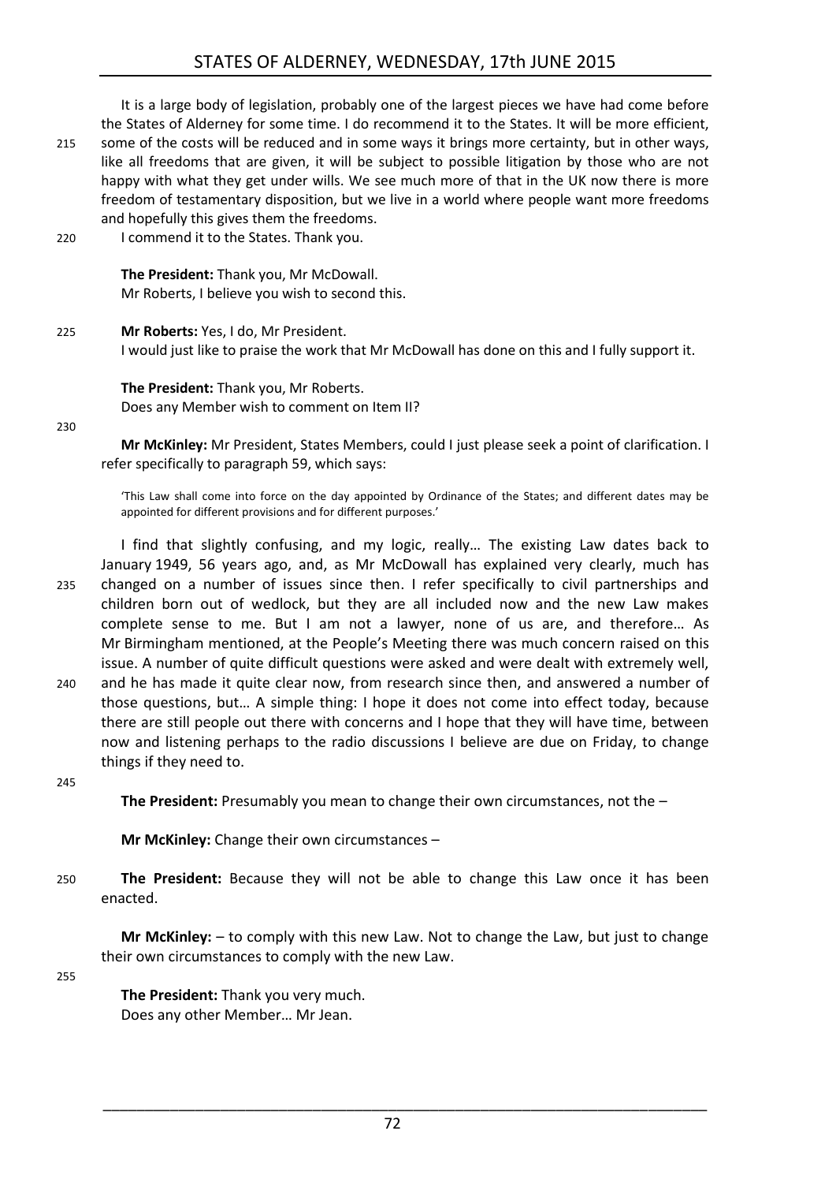It is a large body of legislation, probably one of the largest pieces we have had come before the States of Alderney for some time. I do recommend it to the States. It will be more efficient, some of the costs will be reduced and in some ways it brings more certainty, but in other ways, like all freedoms that are given, it will be subject to possible litigation by those who are not happy with what they get under wills. We see much more of that in the UK now there is more freedom of testamentary disposition, but we live in a world where people want more freedoms and hopefully this gives them the freedoms.

I commend it to the States. Thank you.

**The President:** Thank you, Mr McDowall.
Mr Roberts, I believe you wish to second this.

**Mr Roberts:** Yes, I do, Mr President.
I would just like to praise the work that Mr McDowall has done on this and I fully support it.

**The President:** Thank you, Mr Roberts.
Does any Member wish to comment on Item II?

**Mr McKinley:** Mr President, States Members, could I just please seek a point of clarification. I refer specifically to paragraph 59, which says:

> 'This Law shall come into force on the day appointed by Ordinance of the States; and different dates may be appointed for different provisions and for different purposes.'

I find that slightly confusing, and my logic, really… The existing Law dates back to January 1949, 56 years ago, and, as Mr McDowall has explained very clearly, much has changed on a number of issues since then. I refer specifically to civil partnerships and children born out of wedlock, but they are all included now and the new Law makes complete sense to me. But I am not a lawyer, none of us are, and therefore… As Mr Birmingham mentioned, at the People's Meeting there was much concern raised on this issue. A number of quite difficult questions were asked and were dealt with extremely well, and he has made it quite clear now, from research since then, and answered a number of those questions, but… A simple thing: I hope it does not come into effect today, because there are still people out there with concerns and I hope that they will have time, between now and listening perhaps to the radio discussions I believe are due on Friday, to change things if they need to.

**The President:** Presumably you mean to change their own circumstances, not the –

**Mr McKinley:** Change their own circumstances –

**The President:** Because they will not be able to change this Law once it has been enacted.

**Mr McKinley:** – to comply with this new Law. Not to change the Law, but just to change their own circumstances to comply with the new Law.

**The President:** Thank you very much.
Does any other Member… Mr Jean.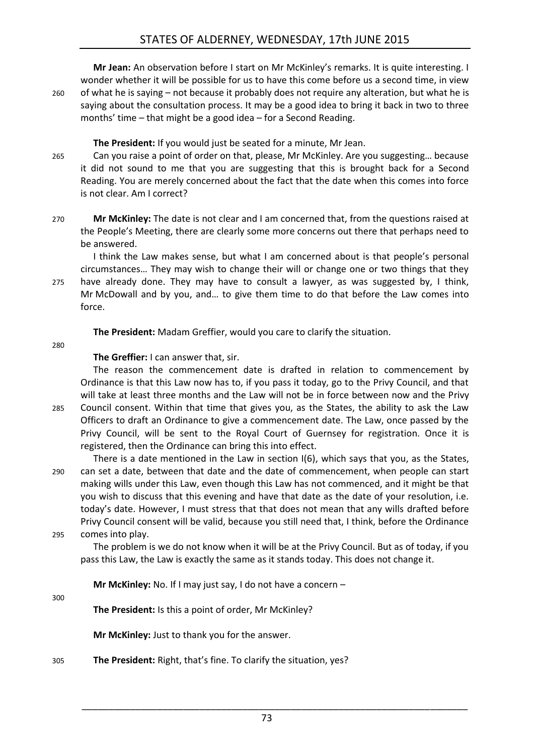**Mr Jean:** An observation before I start on Mr McKinley's remarks. It is quite interesting. I wonder whether it will be possible for us to have this come before us a second time, in view of what he is saying – not because it probably does not require any alteration, but what he is saying about the consultation process. It may be a good idea to bring it back in two to three months' time – that might be a good idea – for a Second Reading.

**The President:** If you would just be seated for a minute, Mr Jean.

Can you raise a point of order on that, please, Mr McKinley. Are you suggesting… because it did not sound to me that you are suggesting that this is brought back for a Second Reading. You are merely concerned about the fact that the date when this comes into force is not clear. Am I correct?

**Mr McKinley:** The date is not clear and I am concerned that, from the questions raised at the People's Meeting, there are clearly some more concerns out there that perhaps need to be answered.

I think the Law makes sense, but what I am concerned about is that people's personal circumstances… They may wish to change their will or change one or two things that they have already done. They may have to consult a lawyer, as was suggested by, I think, Mr McDowall and by you, and… to give them time to do that before the Law comes into force.

**The President:** Madam Greffier, would you care to clarify the situation.

**The Greffier:** I can answer that, sir.

The reason the commencement date is drafted in relation to commencement by Ordinance is that this Law now has to, if you pass it today, go to the Privy Council, and that will take at least three months and the Law will not be in force between now and the Privy Council consent. Within that time that gives you, as the States, the ability to ask the Law Officers to draft an Ordinance to give a commencement date. The Law, once passed by the Privy Council, will be sent to the Royal Court of Guernsey for registration. Once it is registered, then the Ordinance can bring this into effect.

There is a date mentioned in the Law in section I(6), which says that you, as the States, can set a date, between that date and the date of commencement, when people can start making wills under this Law, even though this Law has not commenced, and it might be that you wish to discuss that this evening and have that date as the date of your resolution, i.e. today's date. However, I must stress that that does not mean that any wills drafted before Privy Council consent will be valid, because you still need that, I think, before the Ordinance comes into play.

The problem is we do not know when it will be at the Privy Council. But as of today, if you pass this Law, the Law is exactly the same as it stands today. This does not change it.

**Mr McKinley:** No. If I may just say, I do not have a concern –

**The President:** Is this a point of order, Mr McKinley?

**Mr McKinley:** Just to thank you for the answer.

**The President:** Right, that's fine. To clarify the situation, yes?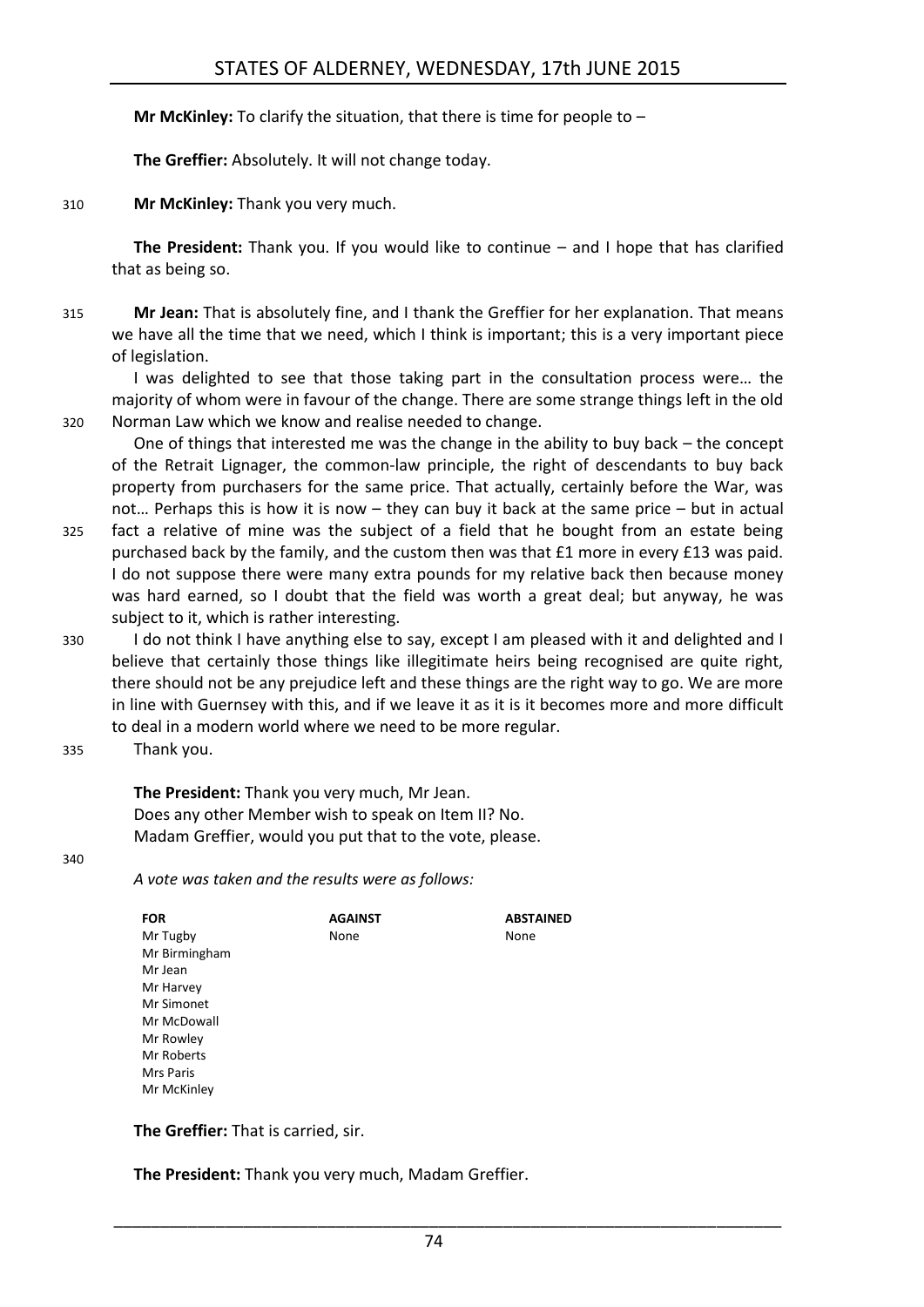**Mr McKinley:** To clarify the situation, that there is time for people to –

**The Greffier:** Absolutely. It will not change today.

**Mr McKinley:** Thank you very much.

**The President:** Thank you. If you would like to continue – and I hope that has clarified that as being so.

**Mr Jean:** That is absolutely fine, and I thank the Greffier for her explanation. That means we have all the time that we need, which I think is important; this is a very important piece of legislation.

I was delighted to see that those taking part in the consultation process were… the majority of whom were in favour of the change. There are some strange things left in the old Norman Law which we know and realise needed to change.

One of things that interested me was the change in the ability to buy back – the concept of the Retrait Lignager, the common-law principle, the right of descendants to buy back property from purchasers for the same price. That actually, certainly before the War, was not… Perhaps this is how it is now – they can buy it back at the same price – but in actual fact a relative of mine was the subject of a field that he bought from an estate being purchased back by the family, and the custom then was that £1 more in every £13 was paid. I do not suppose there were many extra pounds for my relative back then because money was hard earned, so I doubt that the field was worth a great deal; but anyway, he was subject to it, which is rather interesting.

I do not think I have anything else to say, except I am pleased with it and delighted and I believe that certainly those things like illegitimate heirs being recognised are quite right, there should not be any prejudice left and these things are the right way to go. We are more in line with Guernsey with this, and if we leave it as it is it becomes more and more difficult to deal in a modern world where we need to be more regular.

Thank you.

**The President:** Thank you very much, Mr Jean.
Does any other Member wish to speak on Item II? No.
Madam Greffier, would you put that to the vote, please.

*A vote was taken and the results were as follows:*

| FOR | AGAINST | ABSTAINED |
|---|---|---|
| Mr Tugby | None | None |
| Mr Birmingham | | |
| Mr Jean | | |
| Mr Harvey | | |
| Mr Simonet | | |
| Mr McDowall | | |
| Mr Rowley | | |
| Mr Roberts | | |
| Mrs Paris | | |
| Mr McKinley | | |

**The Greffier:** That is carried, sir.

**The President:** Thank you very much, Madam Greffier.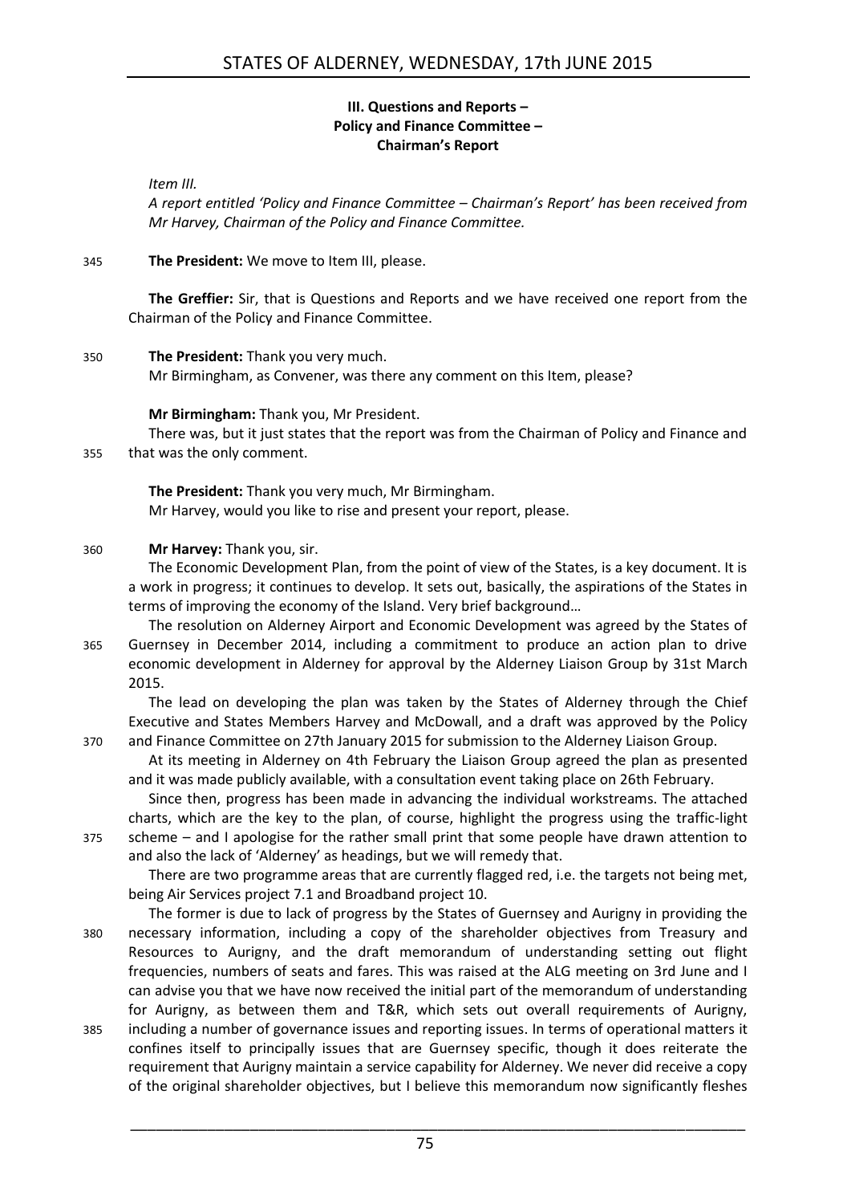### III. Questions and Reports – Policy and Finance Committee – Chairman's Report

*Item III.*

*A report entitled 'Policy and Finance Committee – Chairman's Report' has been received from Mr Harvey, Chairman of the Policy and Finance Committee.*

345 **The President:** We move to Item III, please.

**The Greffier:** Sir, that is Questions and Reports and we have received one report from the Chairman of the Policy and Finance Committee.

350 **The President:** Thank you very much.

Mr Birmingham, as Convener, was there any comment on this Item, please?

**Mr Birmingham:** Thank you, Mr President.

There was, but it just states that the report was from the Chairman of Policy and Finance and 355 that was the only comment.

**The President:** Thank you very much, Mr Birmingham.

Mr Harvey, would you like to rise and present your report, please.

360 **Mr Harvey:** Thank you, sir.

The Economic Development Plan, from the point of view of the States, is a key document. It is a work in progress; it continues to develop. It sets out, basically, the aspirations of the States in terms of improving the economy of the Island. Very brief background…

The resolution on Alderney Airport and Economic Development was agreed by the States of 365 Guernsey in December 2014, including a commitment to produce an action plan to drive economic development in Alderney for approval by the Alderney Liaison Group by 31st March 2015.

The lead on developing the plan was taken by the States of Alderney through the Chief Executive and States Members Harvey and McDowall, and a draft was approved by the Policy 370 and Finance Committee on 27th January 2015 for submission to the Alderney Liaison Group.

At its meeting in Alderney on 4th February the Liaison Group agreed the plan as presented and it was made publicly available, with a consultation event taking place on 26th February.

Since then, progress has been made in advancing the individual workstreams. The attached charts, which are the key to the plan, of course, highlight the progress using the traffic-light 375 scheme – and I apologise for the rather small print that some people have drawn attention to and also the lack of 'Alderney' as headings, but we will remedy that.

There are two programme areas that are currently flagged red, i.e. the targets not being met, being Air Services project 7.1 and Broadband project 10.

The former is due to lack of progress by the States of Guernsey and Aurigny in providing the 380 necessary information, including a copy of the shareholder objectives from Treasury and Resources to Aurigny, and the draft memorandum of understanding setting out flight frequencies, numbers of seats and fares. This was raised at the ALG meeting on 3rd June and I can advise you that we have now received the initial part of the memorandum of understanding for Aurigny, as between them and T&R, which sets out overall requirements of Aurigny, 385 including a number of governance issues and reporting issues. In terms of operational matters it confines itself to principally issues that are Guernsey specific, though it does reiterate the requirement that Aurigny maintain a service capability for Alderney. We never did receive a copy of the original shareholder objectives, but I believe this memorandum now significantly fleshes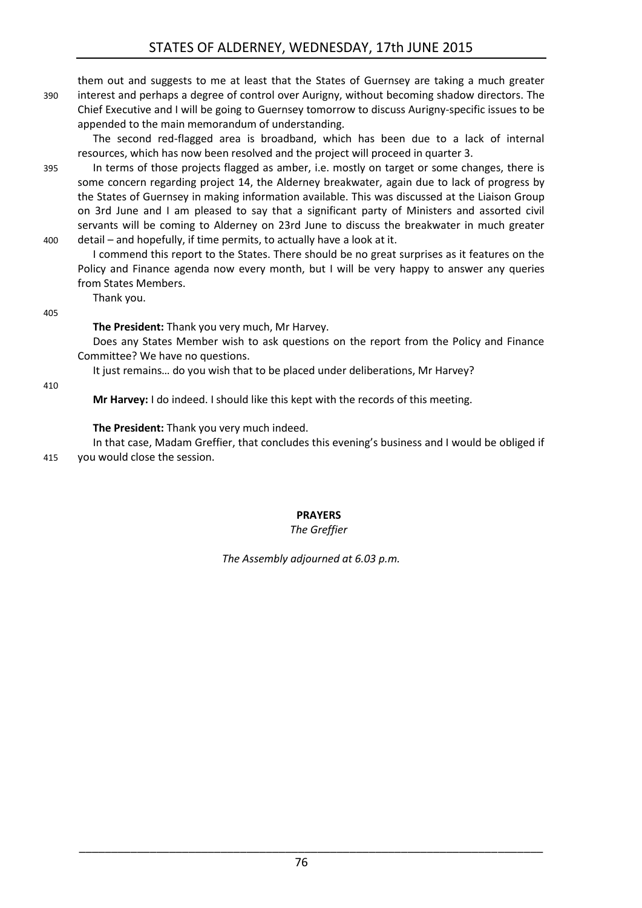them out and suggests to me at least that the States of Guernsey are taking a much greater interest and perhaps a degree of control over Aurigny, without becoming shadow directors. The Chief Executive and I will be going to Guernsey tomorrow to discuss Aurigny-specific issues to be appended to the main memorandum of understanding.

The second red-flagged area is broadband, which has been due to a lack of internal resources, which has now been resolved and the project will proceed in quarter 3.

In terms of those projects flagged as amber, i.e. mostly on target or some changes, there is some concern regarding project 14, the Alderney breakwater, again due to lack of progress by the States of Guernsey in making information available. This was discussed at the Liaison Group on 3rd June and I am pleased to say that a significant party of Ministers and assorted civil servants will be coming to Alderney on 23rd June to discuss the breakwater in much greater detail – and hopefully, if time permits, to actually have a look at it.

I commend this report to the States. There should be no great surprises as it features on the Policy and Finance agenda now every month, but I will be very happy to answer any queries from States Members.

Thank you.

**The President:** Thank you very much, Mr Harvey.

Does any States Member wish to ask questions on the report from the Policy and Finance Committee? We have no questions.

It just remains… do you wish that to be placed under deliberations, Mr Harvey?

**Mr Harvey:** I do indeed. I should like this kept with the records of this meeting.

**The President:** Thank you very much indeed.

In that case, Madam Greffier, that concludes this evening's business and I would be obliged if you would close the session.

**PRAYERS**

*The Greffier*

*The Assembly adjourned at 6.03 p.m.*